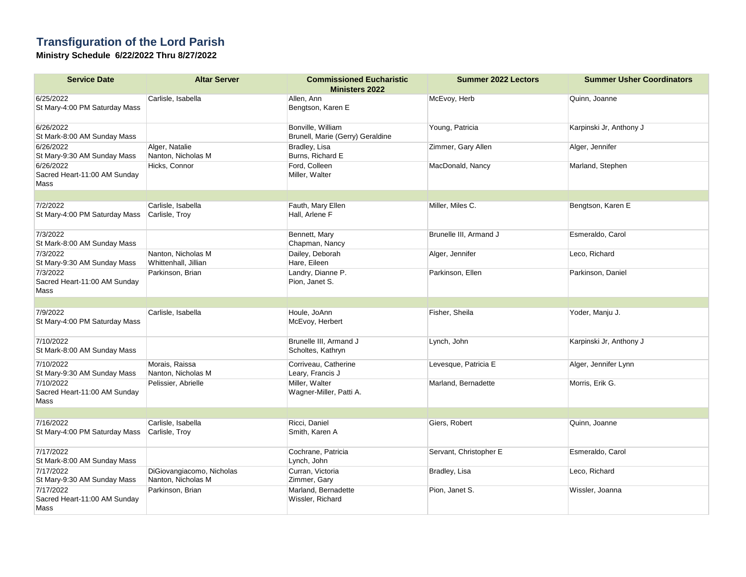# Transfiguration of the Lord Parish

**Ministry Schedule 6/22/2022 Thru 8/27/2022**

| Service Date | Altar Server | Commissioned Eucharistic Ministers 2022 | Summer 2022 Lectors | Summer Usher Coordinators |
|---|---|---|---|---|
| 6/25/2022<br>St Mary-4:00 PM Saturday Mass | Carlisle, Isabella | Allen, Ann<br>Bengtson, Karen E | McEvoy, Herb | Quinn, Joanne |
| 6/26/2022<br>St Mark-8:00 AM Sunday Mass | | Bonville, William<br>Brunell, Marie (Gerry) Geraldine | Young, Patricia | Karpinski Jr, Anthony J |
| 6/26/2022<br>St Mary-9:30 AM Sunday Mass | Alger, Natalie<br>Nanton, Nicholas M | Bradley, Lisa<br>Burns, Richard E | Zimmer, Gary Allen | Alger, Jennifer |
| 6/26/2022<br>Sacred Heart-11:00 AM Sunday Mass | Hicks, Connor | Ford, Colleen<br>Miller, Walter | MacDonald, Nancy | Marland, Stephen |
| | | | | |
| 7/2/2022<br>St Mary-4:00 PM Saturday Mass | Carlisle, Isabella<br>Carlisle, Troy | Fauth, Mary Ellen<br>Hall, Arlene F | Miller, Miles C. | Bengtson, Karen E |
| 7/3/2022<br>St Mark-8:00 AM Sunday Mass | | Bennett, Mary<br>Chapman, Nancy | Brunelle III, Armand J | Esmeraldo, Carol |
| 7/3/2022<br>St Mary-9:30 AM Sunday Mass | Nanton, Nicholas M<br>Whittenhall, Jillian | Dailey, Deborah<br>Hare, Eileen | Alger, Jennifer | Leco, Richard |
| 7/3/2022<br>Sacred Heart-11:00 AM Sunday Mass | Parkinson, Brian | Landry, Dianne P.<br>Pion, Janet S. | Parkinson, Ellen | Parkinson, Daniel |
| | | | | |
| 7/9/2022<br>St Mary-4:00 PM Saturday Mass | Carlisle, Isabella | Houle, JoAnn<br>McEvoy, Herbert | Fisher, Sheila | Yoder, Manju J. |
| 7/10/2022<br>St Mark-8:00 AM Sunday Mass | | Brunelle III, Armand J<br>Scholtes, Kathryn | Lynch, John | Karpinski Jr, Anthony J |
| 7/10/2022<br>St Mary-9:30 AM Sunday Mass | Morais, Raissa<br>Nanton, Nicholas M | Corriveau, Catherine<br>Leary, Francis J | Levesque, Patricia E | Alger, Jennifer Lynn |
| 7/10/2022<br>Sacred Heart-11:00 AM Sunday Mass | Pelissier, Abrielle | Miller, Walter<br>Wagner-Miller, Patti A. | Marland, Bernadette | Morris, Erik G. |
| | | | | |
| 7/16/2022<br>St Mary-4:00 PM Saturday Mass | Carlisle, Isabella<br>Carlisle, Troy | Ricci, Daniel<br>Smith, Karen A | Giers, Robert | Quinn, Joanne |
| 7/17/2022<br>St Mark-8:00 AM Sunday Mass | | Cochrane, Patricia<br>Lynch, John | Servant, Christopher E | Esmeraldo, Carol |
| 7/17/2022<br>St Mary-9:30 AM Sunday Mass | DiGiovangiacomo, Nicholas<br>Nanton, Nicholas M | Curran, Victoria<br>Zimmer, Gary | Bradley, Lisa | Leco, Richard |
| 7/17/2022<br>Sacred Heart-11:00 AM Sunday Mass | Parkinson, Brian | Marland, Bernadette<br>Wissler, Richard | Pion, Janet S. | Wissler, Joanna |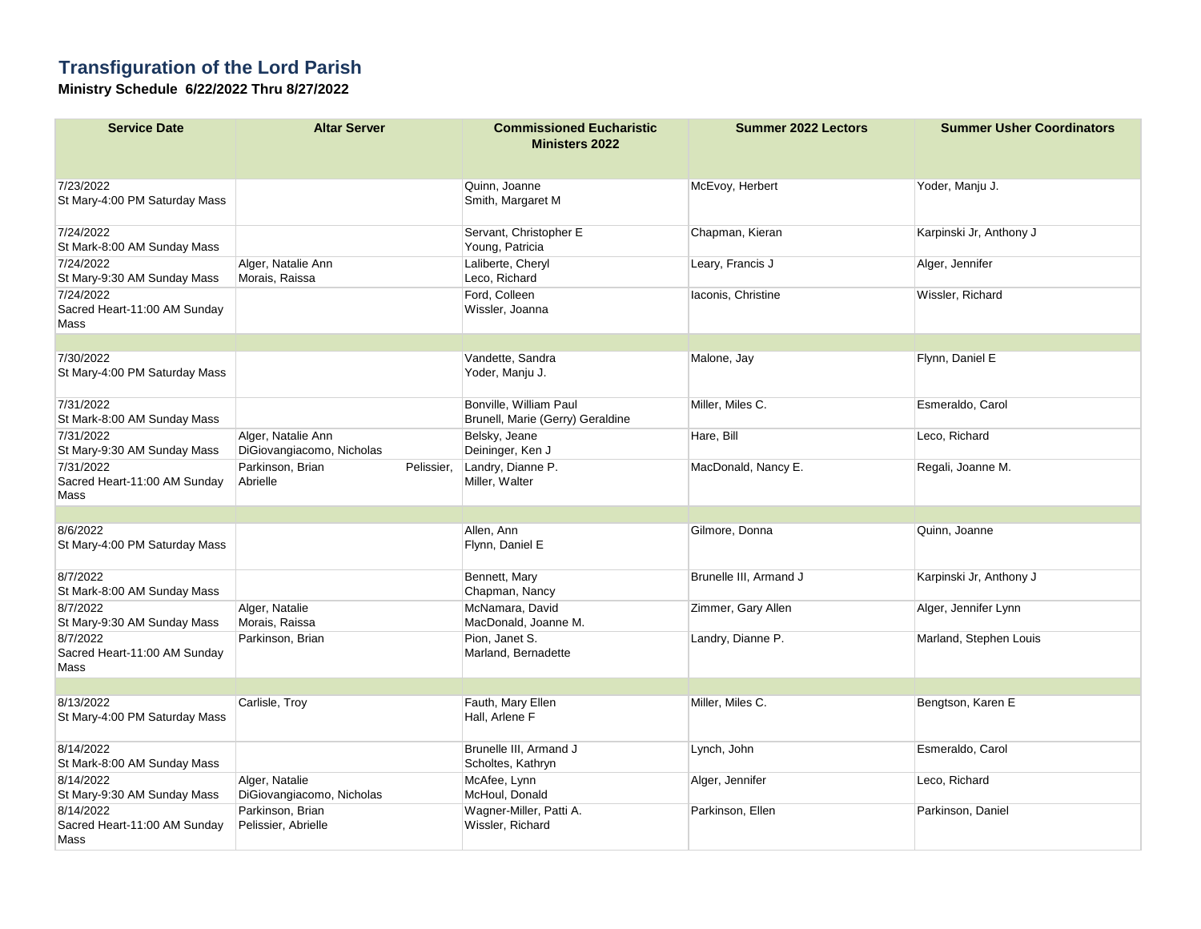# Transfiguration of the Lord Parish

**Ministry Schedule 6/22/2022 Thru 8/27/2022**

| Service Date | Altar Server | Commissioned Eucharistic Ministers 2022 | Summer 2022 Lectors | Summer Usher Coordinators |
|---|---|---|---|---|
| 7/23/2022<br>St Mary-4:00 PM Saturday Mass | | Quinn, Joanne<br>Smith, Margaret M | McEvoy, Herbert | Yoder, Manju J. |
| 7/24/2022<br>St Mark-8:00 AM Sunday Mass | | Servant, Christopher E<br>Young, Patricia | Chapman, Kieran | Karpinski Jr, Anthony J |
| 7/24/2022<br>St Mary-9:30 AM Sunday Mass | Alger, Natalie Ann<br>Morais, Raissa | Laliberte, Cheryl<br>Leco, Richard | Leary, Francis J | Alger, Jennifer |
| 7/24/2022<br>Sacred Heart-11:00 AM Sunday Mass | | Ford, Colleen<br>Wissler, Joanna | Iaconis, Christine | Wissler, Richard |
| | | | | |
| 7/30/2022<br>St Mary-4:00 PM Saturday Mass | | Vandette, Sandra<br>Yoder, Manju J. | Malone, Jay | Flynn, Daniel E |
| 7/31/2022<br>St Mark-8:00 AM Sunday Mass | | Bonville, William Paul<br>Brunell, Marie (Gerry) Geraldine | Miller, Miles C. | Esmeraldo, Carol |
| 7/31/2022<br>St Mary-9:30 AM Sunday Mass | Alger, Natalie Ann<br>DiGiovangiacomo, Nicholas | Belsky, Jeane<br>Deininger, Ken J | Hare, Bill | Leco, Richard |
| 7/31/2022<br>Sacred Heart-11:00 AM Sunday Mass | Parkinson, Brian Pelissier, Abrielle | Landry, Dianne P.<br>Miller, Walter | MacDonald, Nancy E. | Regali, Joanne M. |
| | | | | |
| 8/6/2022<br>St Mary-4:00 PM Saturday Mass | | Allen, Ann<br>Flynn, Daniel E | Gilmore, Donna | Quinn, Joanne |
| 8/7/2022<br>St Mark-8:00 AM Sunday Mass | | Bennett, Mary<br>Chapman, Nancy | Brunelle III, Armand J | Karpinski Jr, Anthony J |
| 8/7/2022<br>St Mary-9:30 AM Sunday Mass | Alger, Natalie<br>Morais, Raissa | McNamara, David<br>MacDonald, Joanne M. | Zimmer, Gary Allen | Alger, Jennifer Lynn |
| 8/7/2022<br>Sacred Heart-11:00 AM Sunday Mass | Parkinson, Brian | Pion, Janet S.<br>Marland, Bernadette | Landry, Dianne P. | Marland, Stephen Louis |
| | | | | |
| 8/13/2022<br>St Mary-4:00 PM Saturday Mass | Carlisle, Troy | Fauth, Mary Ellen<br>Hall, Arlene F | Miller, Miles C. | Bengtson, Karen E |
| 8/14/2022<br>St Mark-8:00 AM Sunday Mass | | Brunelle III, Armand J<br>Scholtes, Kathryn | Lynch, John | Esmeraldo, Carol |
| 8/14/2022<br>St Mary-9:30 AM Sunday Mass | Alger, Natalie<br>DiGiovangiacomo, Nicholas | McAfee, Lynn<br>McHoul, Donald | Alger, Jennifer | Leco, Richard |
| 8/14/2022<br>Sacred Heart-11:00 AM Sunday Mass | Parkinson, Brian<br>Pelissier, Abrielle | Wagner-Miller, Patti A.<br>Wissler, Richard | Parkinson, Ellen | Parkinson, Daniel |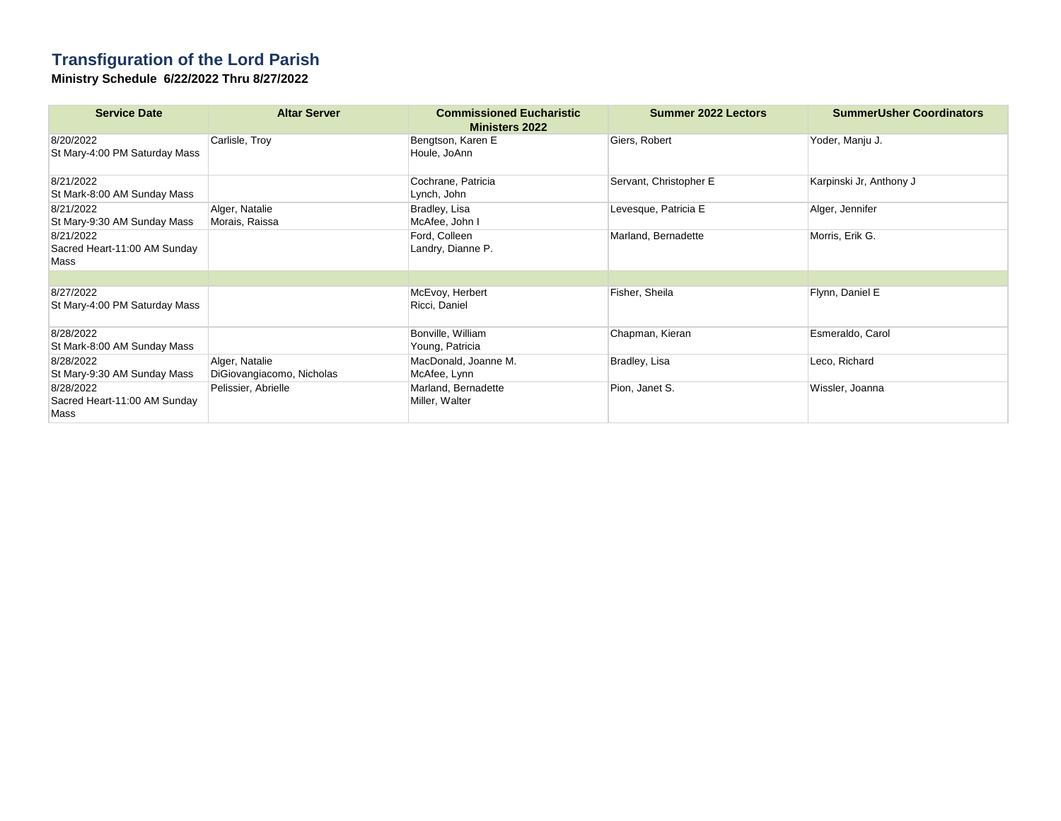# Transfiguration of the Lord Parish

**Ministry Schedule 6/22/2022 Thru 8/27/2022**

| Service Date | Altar Server | Commissioned Eucharistic Ministers 2022 | Summer 2022 Lectors | SummerUsher Coordinators |
|---|---|---|---|---|
| 8/20/2022<br>St Mary-4:00 PM Saturday Mass | Carlisle, Troy | Bengtson, Karen E<br>Houle, JoAnn | Giers, Robert | Yoder, Manju J. |
| 8/21/2022<br>St Mark-8:00 AM Sunday Mass | | Cochrane, Patricia<br>Lynch, John | Servant, Christopher E | Karpinski Jr, Anthony J |
| 8/21/2022<br>St Mary-9:30 AM Sunday Mass | Alger, Natalie<br>Morais, Raissa | Bradley, Lisa<br>McAfee, John I | Levesque, Patricia E | Alger, Jennifer |
| 8/21/2022<br>Sacred Heart-11:00 AM Sunday Mass | | Ford, Colleen<br>Landry, Dianne P. | Marland, Bernadette | Morris, Erik G. |
| | | | | |
| 8/27/2022<br>St Mary-4:00 PM Saturday Mass | | McEvoy, Herbert<br>Ricci, Daniel | Fisher, Sheila | Flynn, Daniel E |
| 8/28/2022<br>St Mark-8:00 AM Sunday Mass | | Bonville, William<br>Young, Patricia | Chapman, Kieran | Esmeraldo, Carol |
| 8/28/2022<br>St Mary-9:30 AM Sunday Mass | Alger, Natalie<br>DiGiovangiacomo, Nicholas | MacDonald, Joanne M.<br>McAfee, Lynn | Bradley, Lisa | Leco, Richard |
| 8/28/2022<br>Sacred Heart-11:00 AM Sunday Mass | Pelissier, Abrielle | Marland, Bernadette<br>Miller, Walter | Pion, Janet S. | Wissler, Joanna |